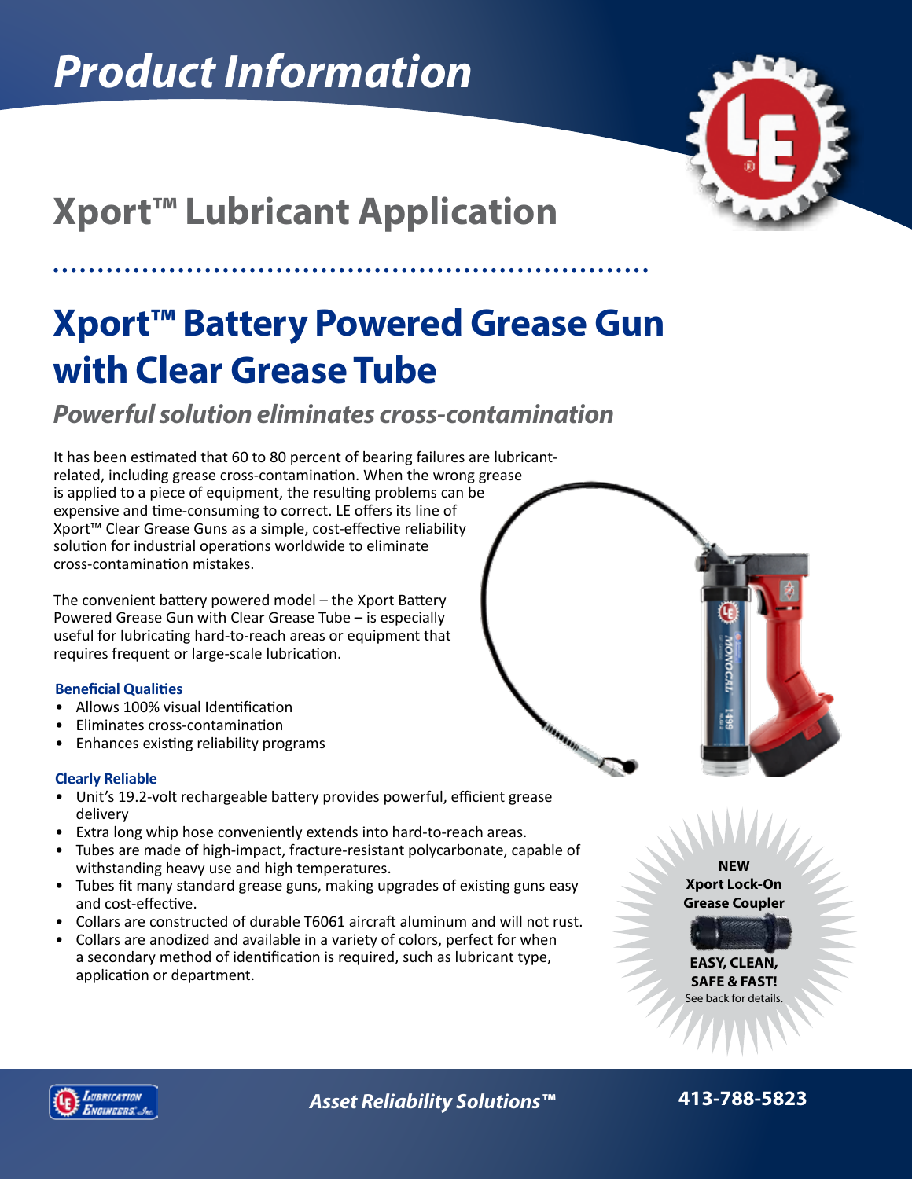# Product Information

## Xport™ Lubricant Application

# Xport™ Battery Powered Grease Gun with Clear Grease Tube

### *Powerful solution eliminates cross-contamination*

It has been estimated that 60 to 80 percent of bearing failures are lubricant-related, including grease cross-contamination. When the wrong grease is applied to a piece of equipment, the resulting problems can be expensive and time-consuming to correct. LE offers its line of Xport™ Clear Grease Guns as a simple, cost-effective reliability solution for industrial operations worldwide to eliminate cross-contamination mistakes.

The convenient battery powered model – the Xport Battery Powered Grease Gun with Clear Grease Tube – is especially useful for lubricating hard-to-reach areas or equipment that requires frequent or large-scale lubrication.

**Beneficial Qualities**

- Allows 100% visual Identification
- Eliminates cross-contamination
- Enhances existing reliability programs

**Clearly Reliable**

- Unit's 19.2-volt rechargeable battery provides powerful, efficient grease delivery
- Extra long whip hose conveniently extends into hard-to-reach areas.
- Tubes are made of high-impact, fracture-resistant polycarbonate, capable of withstanding heavy use and high temperatures.
- Tubes fit many standard grease guns, making upgrades of existing guns easy and cost-effective.
- Collars are constructed of durable T6061 aircraft aluminum and will not rust.
- Collars are anodized and available in a variety of colors, perfect for when a secondary method of identification is required, such as lubricant type, application or department.

**NEW Xport Lock-On Grease Coupler**

**EASY, CLEAN, SAFE & FAST!**

See back for details.

*Asset Reliability Solutions™* **413-788-5823**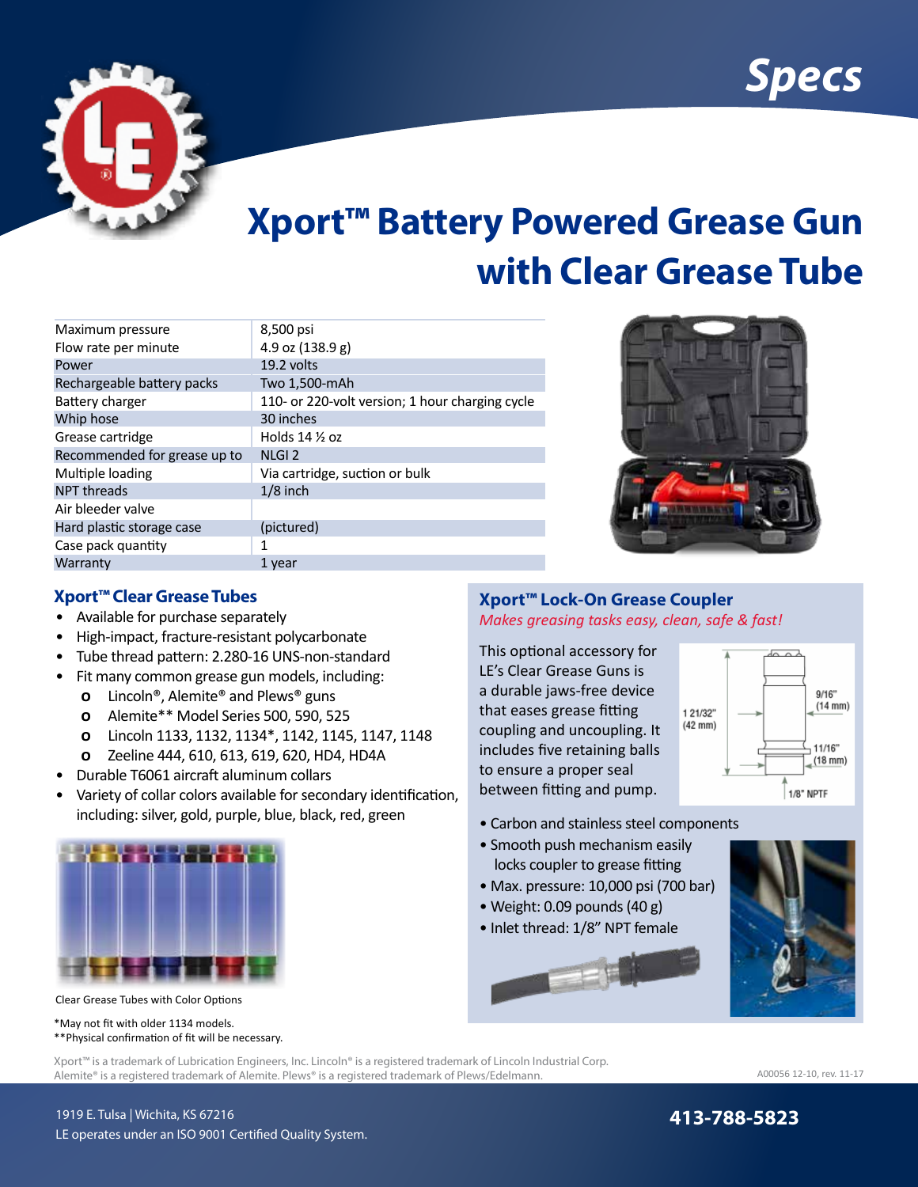# Specs

# Xport™ Battery Powered Grease Gun with Clear Grease Tube

| | |
|---|---|
| Maximum pressure | 8,500 psi |
| Flow rate per minute | 4.9 oz (138.9 g) |
| Power | 19.2 volts |
| Rechargeable battery packs | Two 1,500-mAh |
| Battery charger | 110- or 220-volt version; 1 hour charging cycle |
| Whip hose | 30 inches |
| Grease cartridge | Holds 14 ½ oz |
| Recommended for grease up to | NLGI 2 |
| Multiple loading | Via cartridge, suction or bulk |
| NPT threads | 1/8 inch |
| Air bleeder valve | |
| Hard plastic storage case | (pictured) |
| Case pack quantity | 1 |
| Warranty | 1 year |

## Xport™ Clear Grease Tubes

- Available for purchase separately
- High-impact, fracture-resistant polycarbonate
- Tube thread pattern: 2.280-16 UNS-non-standard
- Fit many common grease gun models, including:
  - Lincoln®, Alemite® and Plews® guns
  - Alemite** Model Series 500, 590, 525
  - Lincoln 1133, 1132, 1134*, 1142, 1145, 1147, 1148
  - Zeeline 444, 610, 613, 619, 620, HD4, HD4A
- Durable T6061 aircraft aluminum collars
- Variety of collar colors available for secondary identification, including: silver, gold, purple, blue, black, red, green

Clear Grease Tubes with Color Options

*May not fit with older 1134 models.
**Physical confirmation of fit will be necessary.

## Xport™ Lock-On Grease Coupler

*Makes greasing tasks easy, clean, safe & fast!*

This optional accessory for LE's Clear Grease Guns is a durable jaws-free device that eases grease fitting coupling and uncoupling. It includes five retaining balls to ensure a proper seal between fitting and pump.

1 21/32" (42 mm)
9/16" (14 mm)
11/16" (18 mm)
1/8" NPTF

- Carbon and stainless steel components
- Smooth push mechanism easily locks coupler to grease fitting
- Max. pressure: 10,000 psi (700 bar)
- Weight: 0.09 pounds (40 g)
- Inlet thread: 1/8" NPT female

Xport™ is a trademark of Lubrication Engineers, Inc. Lincoln® is a registered trademark of Lincoln Industrial Corp. Alemite® is a registered trademark of Alemite. Plews® is a registered trademark of Plews/Edelmann.

A00056 12-10, rev. 11-17

1919 E. Tulsa | Wichita, KS 67216
LE operates under an ISO 9001 Certified Quality System.

413-788-5823